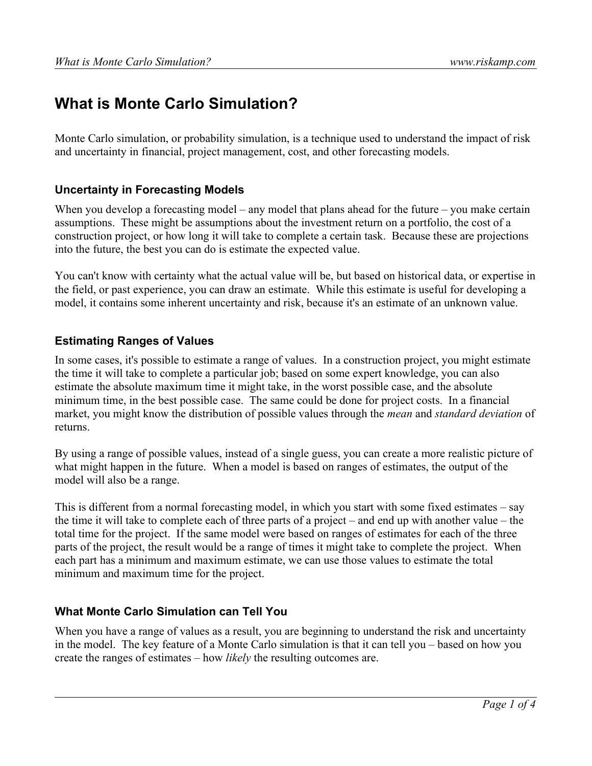# What is Monte Carlo Simulation?

Monte Carlo simulation, or probability simulation, is a technique used to understand the impact of risk and uncertainty in financial, project management, cost, and other forecasting models.

### Uncertainty in Forecasting Models

When you develop a forecasting model – any model that plans ahead for the future – you make certain assumptions. These might be assumptions about the investment return on a portfolio, the cost of a construction project, or how long it will take to complete a certain task. Because these are projections into the future, the best you can do is estimate the expected value.

You can't know with certainty what the actual value will be, but based on historical data, or expertise in the field, or past experience, you can draw an estimate. While this estimate is useful for developing a model, it contains some inherent uncertainty and risk, because it's an estimate of an unknown value.

### Estimating Ranges of Values

In some cases, it's possible to estimate a range of values. In a construction project, you might estimate the time it will take to complete a particular job; based on some expert knowledge, you can also estimate the absolute maximum time it might take, in the worst possible case, and the absolute minimum time, in the best possible case. The same could be done for project costs. In a financial market, you might know the distribution of possible values through the *mean* and *standard deviation* of returns.

By using a range of possible values, instead of a single guess, you can create a more realistic picture of what might happen in the future. When a model is based on ranges of estimates, the output of the model will also be a range.

This is different from a normal forecasting model, in which you start with some fixed estimates – say the time it will take to complete each of three parts of a project – and end up with another value – the total time for the project. If the same model were based on ranges of estimates for each of the three parts of the project, the result would be a range of times it might take to complete the project. When each part has a minimum and maximum estimate, we can use those values to estimate the total minimum and maximum time for the project.

### What Monte Carlo Simulation can Tell You

When you have a range of values as a result, you are beginning to understand the risk and uncertainty in the model. The key feature of a Monte Carlo simulation is that it can tell you – based on how you create the ranges of estimates – how *likely* the resulting outcomes are.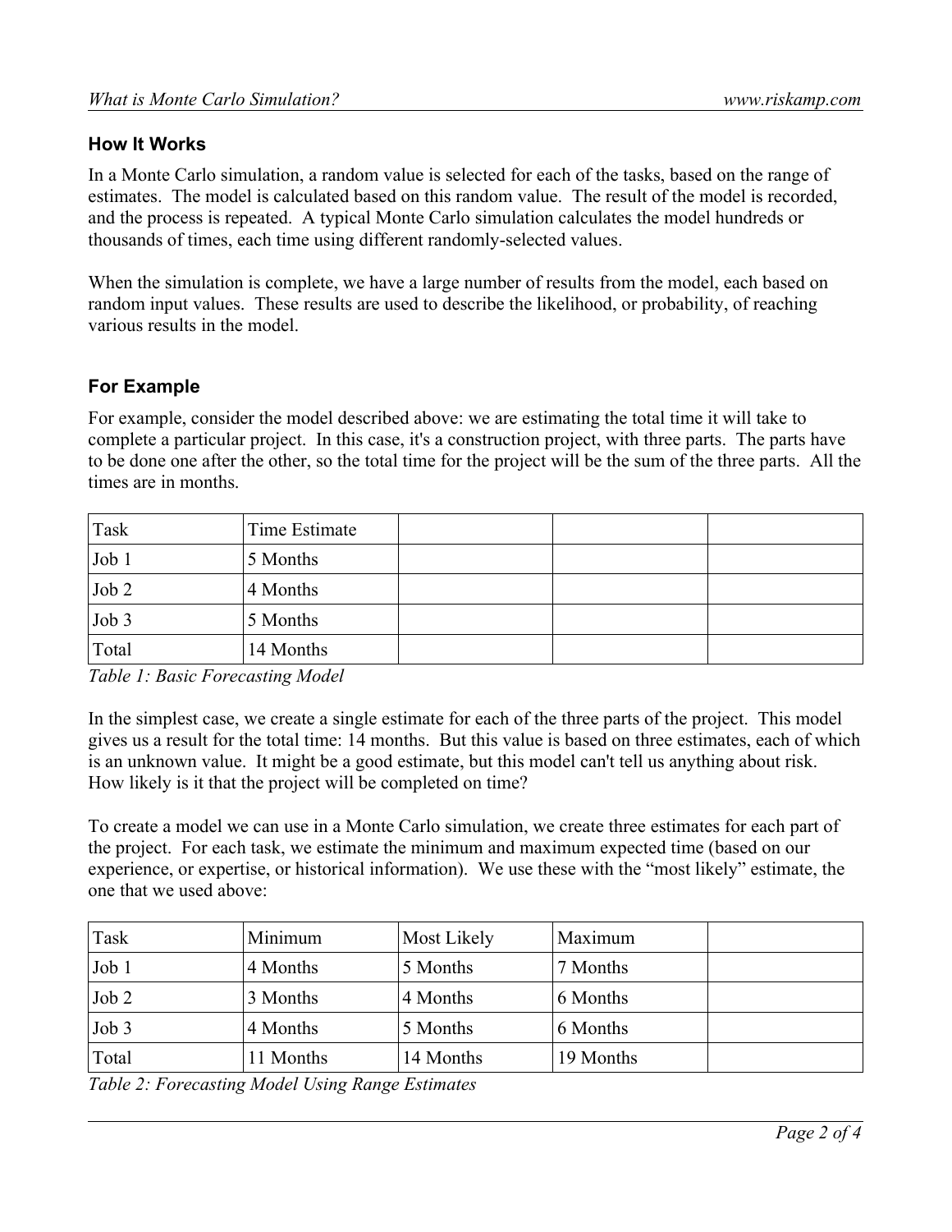## How It Works

In a Monte Carlo simulation, a random value is selected for each of the tasks, based on the range of estimates. The model is calculated based on this random value. The result of the model is recorded, and the process is repeated. A typical Monte Carlo simulation calculates the model hundreds or thousands of times, each time using different randomly-selected values.

When the simulation is complete, we have a large number of results from the model, each based on random input values. These results are used to describe the likelihood, or probability, of reaching various results in the model.

## For Example

For example, consider the model described above: we are estimating the total time it will take to complete a particular project. In this case, it's a construction project, with three parts. The parts have to be done one after the other, so the total time for the project will be the sum of the three parts. All the times are in months.

| Task | Time Estimate | | | |
|---|---|---|---|---|
| Job 1 | 5 Months | | | |
| Job 2 | 4 Months | | | |
| Job 3 | 5 Months | | | |
| Total | 14 Months | | | |

*Table 1: Basic Forecasting Model*

In the simplest case, we create a single estimate for each of the three parts of the project. This model gives us a result for the total time: 14 months. But this value is based on three estimates, each of which is an unknown value. It might be a good estimate, but this model can't tell us anything about risk. How likely is it that the project will be completed on time?

To create a model we can use in a Monte Carlo simulation, we create three estimates for each part of the project. For each task, we estimate the minimum and maximum expected time (based on our experience, or expertise, or historical information). We use these with the "most likely" estimate, the one that we used above:

| Task | Minimum | Most Likely | Maximum | |
|---|---|---|---|---|
| Job 1 | 4 Months | 5 Months | 7 Months | |
| Job 2 | 3 Months | 4 Months | 6 Months | |
| Job 3 | 4 Months | 5 Months | 6 Months | |
| Total | 11 Months | 14 Months | 19 Months | |

*Table 2: Forecasting Model Using Range Estimates*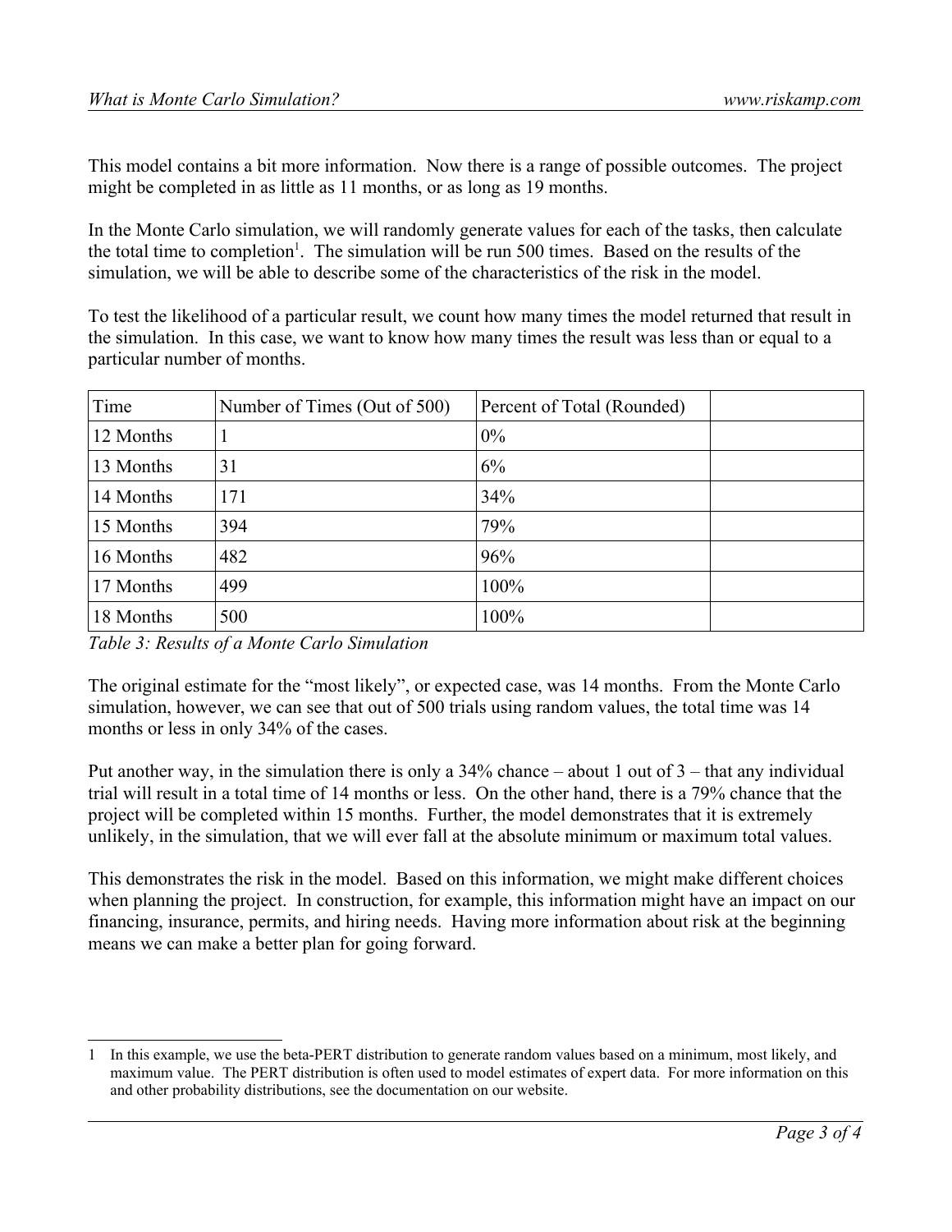This model contains a bit more information. Now there is a range of possible outcomes. The project might be completed in as little as 11 months, or as long as 19 months.

In the Monte Carlo simulation, we will randomly generate values for each of the tasks, then calculate the total time to completion[1]. The simulation will be run 500 times. Based on the results of the simulation, we will be able to describe some of the characteristics of the risk in the model.

To test the likelihood of a particular result, we count how many times the model returned that result in the simulation. In this case, we want to know how many times the result was less than or equal to a particular number of months.

| Time | Number of Times (Out of 500) | Percent of Total (Rounded) | |
|---|---|---|---|
| 12 Months | 1 | 0% | |
| 13 Months | 31 | 6% | |
| 14 Months | 171 | 34% | |
| 15 Months | 394 | 79% | |
| 16 Months | 482 | 96% | |
| 17 Months | 499 | 100% | |
| 18 Months | 500 | 100% | |

*Table 3: Results of a Monte Carlo Simulation*

The original estimate for the "most likely", or expected case, was 14 months. From the Monte Carlo simulation, however, we can see that out of 500 trials using random values, the total time was 14 months or less in only 34% of the cases.

Put another way, in the simulation there is only a 34% chance – about 1 out of 3 – that any individual trial will result in a total time of 14 months or less. On the other hand, there is a 79% chance that the project will be completed within 15 months. Further, the model demonstrates that it is extremely unlikely, in the simulation, that we will ever fall at the absolute minimum or maximum total values.

This demonstrates the risk in the model. Based on this information, we might make different choices when planning the project. In construction, for example, this information might have an impact on our financing, insurance, permits, and hiring needs. Having more information about risk at the beginning means we can make a better plan for going forward.

---

1 In this example, we use the beta-PERT distribution to generate random values based on a minimum, most likely, and maximum value. The PERT distribution is often used to model estimates of expert data. For more information on this and other probability distributions, see the documentation on our website.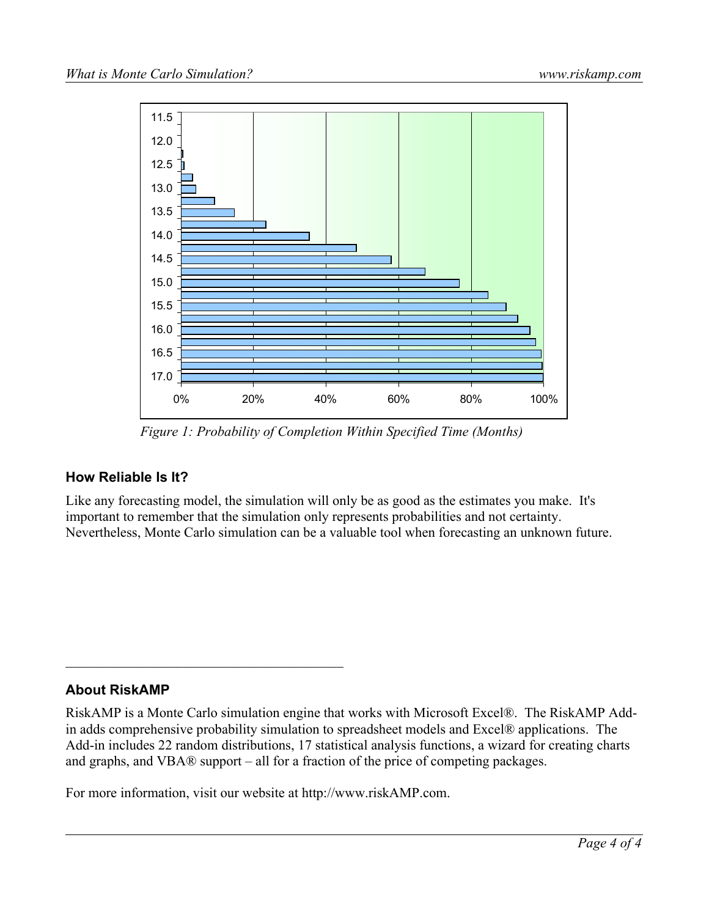11.5
12.0
12.5
13.0
13.5
14.0
14.5
15.0
15.5
16.0
16.5
17.0

0%
20%
40%
60%
80%
100%

*Figure 1: Probability of Completion Within Specified Time (Months)*

### How Reliable Is It?

Like any forecasting model, the simulation will only be as good as the estimates you make. It's important to remember that the simulation only represents probabilities and not certainty. Nevertheless, Monte Carlo simulation can be a valuable tool when forecasting an unknown future.

---

### About RiskAMP

RiskAMP is a Monte Carlo simulation engine that works with Microsoft Excel®. The RiskAMP Add-in adds comprehensive probability simulation to spreadsheet models and Excel® applications. The Add-in includes 22 random distributions, 17 statistical analysis functions, a wizard for creating charts and graphs, and VBA® support – all for a fraction of the price of competing packages.

For more information, visit our website at http://www.riskAMP.com.